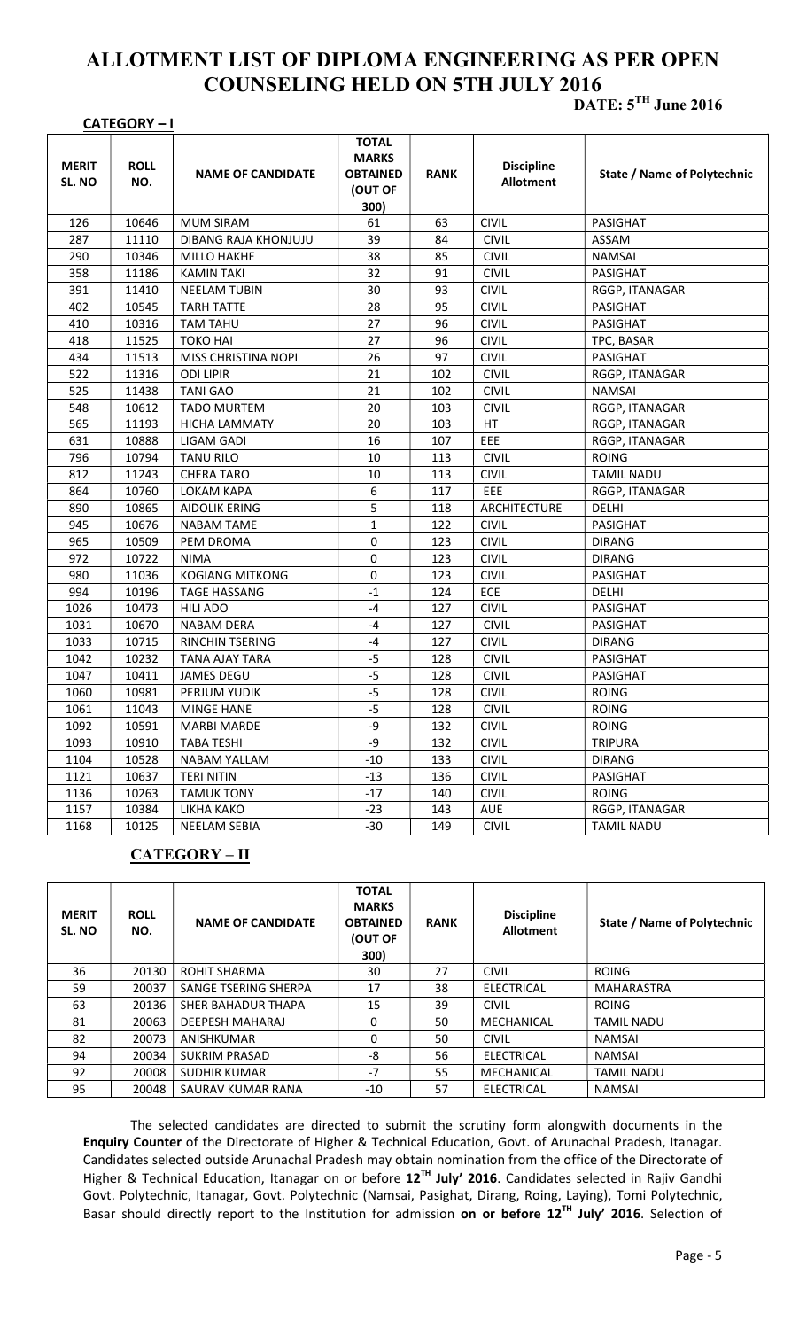# ALLOTMENT LIST OF DIPLOMA ENGINEERING AS PER OPEN COUNSELING HELD ON 5TH JULY 2016

**DATE: 5TH June 2016**

**CATEGORY – I**

| MERIT SL. NO | ROLL NO. | NAME OF CANDIDATE | TOTAL MARKS OBTAINED (OUT OF 300) | RANK | Discipline Allotment | State / Name of Polytechnic |
|---|---|---|---|---|---|---|
| 126 | 10646 | MUM SIRAM | 61 | 63 | CIVIL | PASIGHAT |
| 287 | 11110 | DIBANG RAJA KHONJUJU | 39 | 84 | CIVIL | ASSAM |
| 290 | 10346 | MILLO HAKHE | 38 | 85 | CIVIL | NAMSAI |
| 358 | 11186 | KAMIN TAKI | 32 | 91 | CIVIL | PASIGHAT |
| 391 | 11410 | NEELAM TUBIN | 30 | 93 | CIVIL | RGGP, ITANAGAR |
| 402 | 10545 | TARH TATTE | 28 | 95 | CIVIL | PASIGHAT |
| 410 | 10316 | TAM TAHU | 27 | 96 | CIVIL | PASIGHAT |
| 418 | 11525 | TOKO HAI | 27 | 96 | CIVIL | TPC, BASAR |
| 434 | 11513 | MISS CHRISTINA NOPI | 26 | 97 | CIVIL | PASIGHAT |
| 522 | 11316 | ODI LIPIR | 21 | 102 | CIVIL | RGGP, ITANAGAR |
| 525 | 11438 | TANI GAO | 21 | 102 | CIVIL | NAMSAI |
| 548 | 10612 | TADO MURTEM | 20 | 103 | CIVIL | RGGP, ITANAGAR |
| 565 | 11193 | HICHA LAMMATY | 20 | 103 | HT | RGGP, ITANAGAR |
| 631 | 10888 | LIGAM GADI | 16 | 107 | EEE | RGGP, ITANAGAR |
| 796 | 10794 | TANU RILO | 10 | 113 | CIVIL | ROING |
| 812 | 11243 | CHERA TARO | 10 | 113 | CIVIL | TAMIL NADU |
| 864 | 10760 | LOKAM KAPA | 6 | 117 | EEE | RGGP, ITANAGAR |
| 890 | 10865 | AIDOLIK ERING | 5 | 118 | ARCHITECTURE | DELHI |
| 945 | 10676 | NABAM TAME | 1 | 122 | CIVIL | PASIGHAT |
| 965 | 10509 | PEM DROMA | 0 | 123 | CIVIL | DIRANG |
| 972 | 10722 | NIMA | 0 | 123 | CIVIL | DIRANG |
| 980 | 11036 | KOGIANG MITKONG | 0 | 123 | CIVIL | PASIGHAT |
| 994 | 10196 | TAGE HASSANG | -1 | 124 | ECE | DELHI |
| 1026 | 10473 | HILI ADO | -4 | 127 | CIVIL | PASIGHAT |
| 1031 | 10670 | NABAM DERA | -4 | 127 | CIVIL | PASIGHAT |
| 1033 | 10715 | RINCHIN TSERING | -4 | 127 | CIVIL | DIRANG |
| 1042 | 10232 | TANA AJAY TARA | -5 | 128 | CIVIL | PASIGHAT |
| 1047 | 10411 | JAMES DEGU | -5 | 128 | CIVIL | PASIGHAT |
| 1060 | 10981 | PERJUM YUDIK | -5 | 128 | CIVIL | ROING |
| 1061 | 11043 | MINGE HANE | -5 | 128 | CIVIL | ROING |
| 1092 | 10591 | MARBI MARDE | -9 | 132 | CIVIL | ROING |
| 1093 | 10910 | TABA TESHI | -9 | 132 | CIVIL | TRIPURA |
| 1104 | 10528 | NABAM YALLAM | -10 | 133 | CIVIL | DIRANG |
| 1121 | 10637 | TERI NITIN | -13 | 136 | CIVIL | PASIGHAT |
| 1136 | 10263 | TAMUK TONY | -17 | 140 | CIVIL | ROING |
| 1157 | 10384 | LIKHA KAKO | -23 | 143 | AUE | RGGP, ITANAGAR |
| 1168 | 10125 | NEELAM SEBIA | -30 | 149 | CIVIL | TAMIL NADU |

**CATEGORY – II**

| MERIT SL. NO | ROLL NO. | NAME OF CANDIDATE | TOTAL MARKS OBTAINED (OUT OF 300) | RANK | Discipline Allotment | State / Name of Polytechnic |
|---|---|---|---|---|---|---|
| 36 | 20130 | ROHIT SHARMA | 30 | 27 | CIVIL | ROING |
| 59 | 20037 | SANGE TSERING SHERPA | 17 | 38 | ELECTRICAL | MAHARASTRA |
| 63 | 20136 | SHER BAHADUR THAPA | 15 | 39 | CIVIL | ROING |
| 81 | 20063 | DEEPESH MAHARAJ | 0 | 50 | MECHANICAL | TAMIL NADU |
| 82 | 20073 | ANISHKUMAR | 0 | 50 | CIVIL | NAMSAI |
| 94 | 20034 | SUKRIM PRASAD | -8 | 56 | ELECTRICAL | NAMSAI |
| 92 | 20008 | SUDHIR KUMAR | -7 | 55 | MECHANICAL | TAMIL NADU |
| 95 | 20048 | SAURAV KUMAR RANA | -10 | 57 | ELECTRICAL | NAMSAI |

The selected candidates are directed to submit the scrutiny form alongwith documents in the **Enquiry Counter** of the Directorate of Higher & Technical Education, Govt. of Arunachal Pradesh, Itanagar. Candidates selected outside Arunachal Pradesh may obtain nomination from the office of the Directorate of Higher & Technical Education, Itanagar on or before **12TH July' 2016**. Candidates selected in Rajiv Gandhi Govt. Polytechnic, Itanagar, Govt. Polytechnic (Namsai, Pasighat, Dirang, Roing, Laying), Tomi Polytechnic, Basar should directly report to the Institution for admission **on or before 12TH July' 2016**. Selection of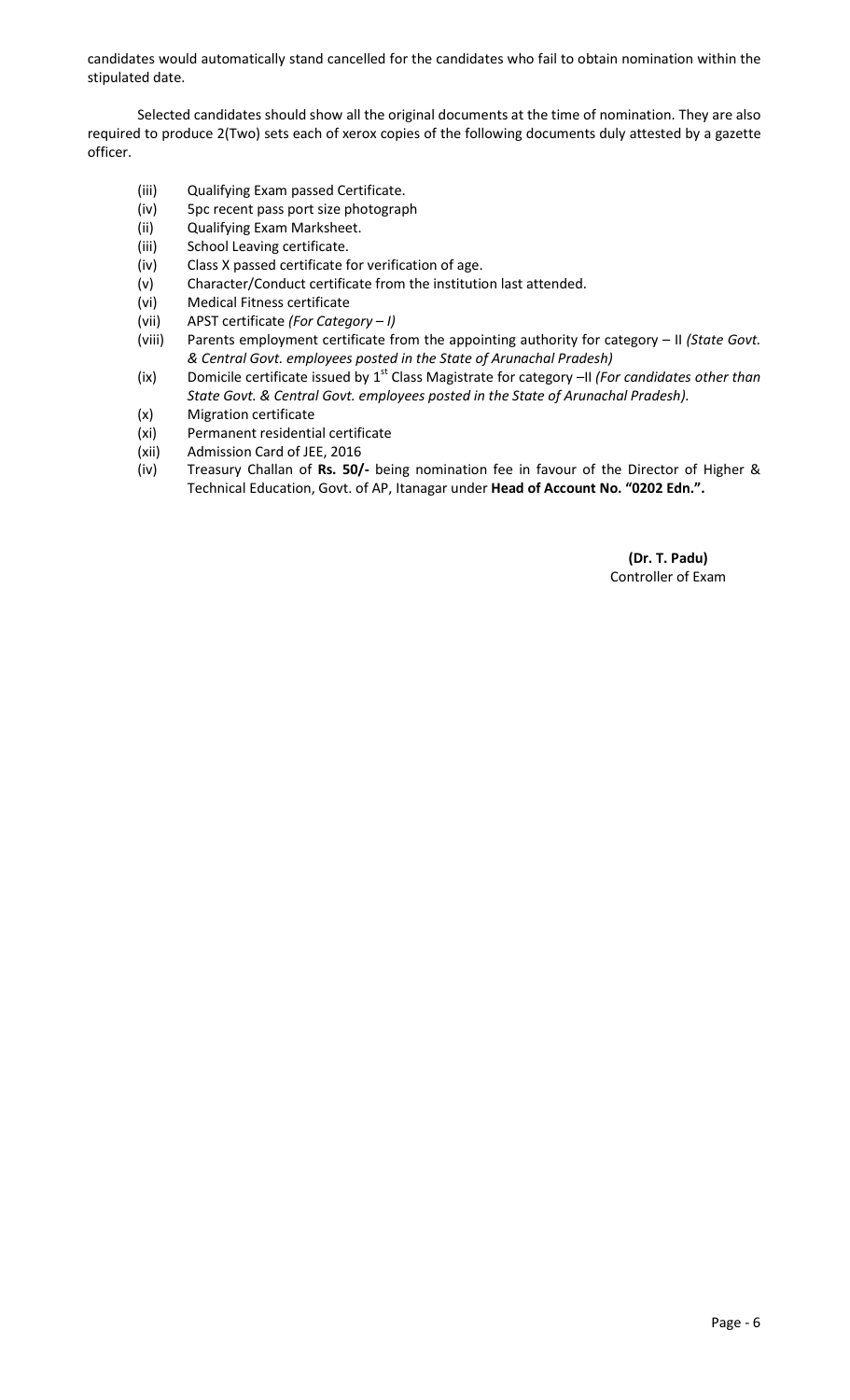candidates would automatically stand cancelled for the candidates who fail to obtain nomination within the stipulated date.

Selected candidates should show all the original documents at the time of nomination. They are also required to produce 2(Two) sets each of xerox copies of the following documents duly attested by a gazette officer.

- (iii) Qualifying Exam passed Certificate.
- (iv) 5pc recent pass port size photograph
- (ii) Qualifying Exam Marksheet.
- (iii) School Leaving certificate.
- (iv) Class X passed certificate for verification of age.
- (v) Character/Conduct certificate from the institution last attended.
- (vi) Medical Fitness certificate
- (vii) APST certificate *(For Category – I)*
- (viii) Parents employment certificate from the appointing authority for category – II *(State Govt. & Central Govt. employees posted in the State of Arunachal Pradesh)*
- (ix) Domicile certificate issued by 1st Class Magistrate for category –II *(For candidates other than State Govt. & Central Govt. employees posted in the State of Arunachal Pradesh).*
- (x) Migration certificate
- (xi) Permanent residential certificate
- (xii) Admission Card of JEE, 2016
- (iv) Treasury Challan of **Rs. 50/-** being nomination fee in favour of the Director of Higher & Technical Education, Govt. of AP, Itanagar under **Head of Account No. "0202 Edn.".**

**(Dr. T. Padu)**
Controller of Exam